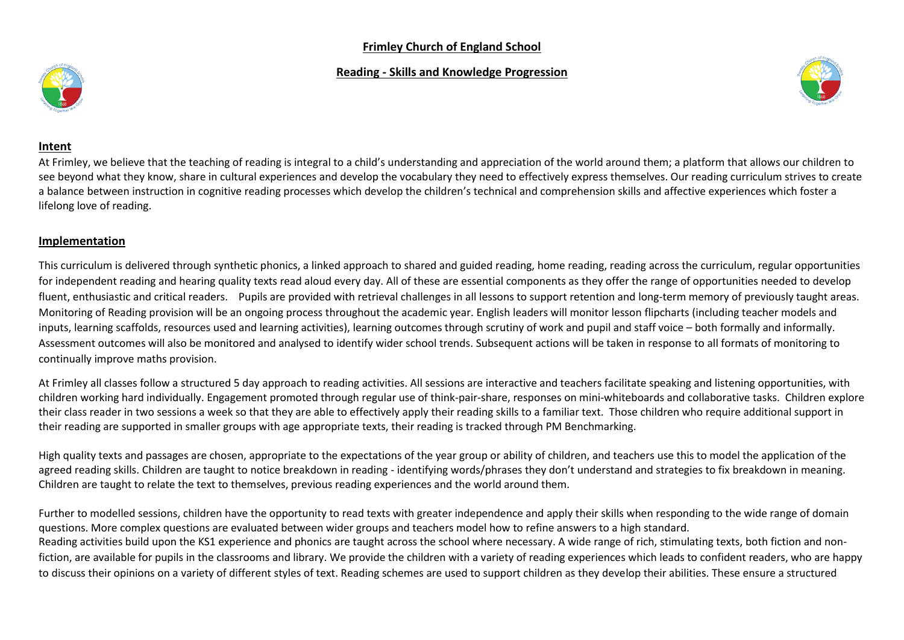# Frimley Church of England School

## Reading - Skills and Knowledge Progression

## Intent

At Frimley, we believe that the teaching of reading is integral to a child's understanding and appreciation of the world around them; a platform that allows our children to see beyond what they know, share in cultural experiences and develop the vocabulary they need to effectively express themselves. Our reading curriculum strives to create a balance between instruction in cognitive reading processes which develop the children's technical and comprehension skills and affective experiences which foster a lifelong love of reading.

## Implementation

This curriculum is delivered through synthetic phonics, a linked approach to shared and guided reading, home reading, reading across the curriculum, regular opportunities for independent reading and hearing quality texts read aloud every day. All of these are essential components as they offer the range of opportunities needed to develop fluent, enthusiastic and critical readers. Pupils are provided with retrieval challenges in all lessons to support retention and long-term memory of previously taught areas. Monitoring of Reading provision will be an ongoing process throughout the academic year. English leaders will monitor lesson flipcharts (including teacher models and inputs, learning scaffolds, resources used and learning activities), learning outcomes through scrutiny of work and pupil and staff voice – both formally and informally. Assessment outcomes will also be monitored and analysed to identify wider school trends. Subsequent actions will be taken in response to all formats of monitoring to continually improve maths provision.

At Frimley all classes follow a structured 5 day approach to reading activities. All sessions are interactive and teachers facilitate speaking and listening opportunities, with children working hard individually. Engagement promoted through regular use of think-pair-share, responses on mini-whiteboards and collaborative tasks. Children explore their class reader in two sessions a week so that they are able to effectively apply their reading skills to a familiar text. Those children who require additional support in their reading are supported in smaller groups with age appropriate texts, their reading is tracked through PM Benchmarking.

High quality texts and passages are chosen, appropriate to the expectations of the year group or ability of children, and teachers use this to model the application of the agreed reading skills. Children are taught to notice breakdown in reading - identifying words/phrases they don't understand and strategies to fix breakdown in meaning. Children are taught to relate the text to themselves, previous reading experiences and the world around them.

Further to modelled sessions, children have the opportunity to read texts with greater independence and apply their skills when responding to the wide range of domain questions. More complex questions are evaluated between wider groups and teachers model how to refine answers to a high standard.
Reading activities build upon the KS1 experience and phonics are taught across the school where necessary. A wide range of rich, stimulating texts, both fiction and non-fiction, are available for pupils in the classrooms and library. We provide the children with a variety of reading experiences which leads to confident readers, who are happy to discuss their opinions on a variety of different styles of text. Reading schemes are used to support children as they develop their abilities. These ensure a structured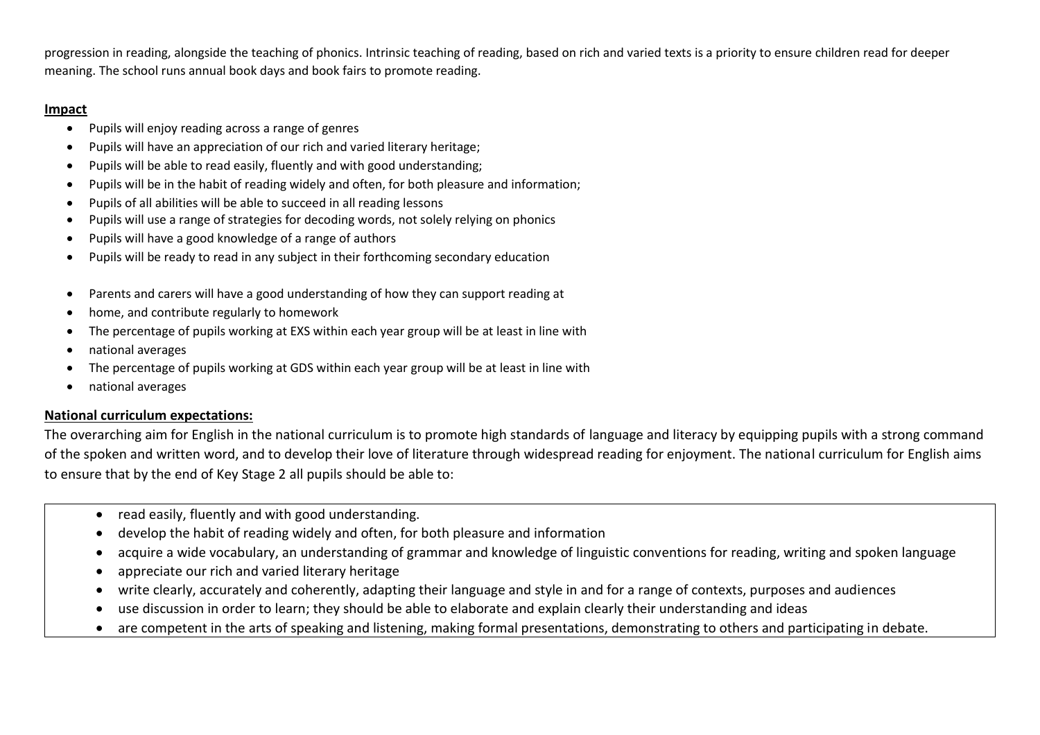progression in reading, alongside the teaching of phonics. Intrinsic teaching of reading, based on rich and varied texts is a priority to ensure children read for deeper meaning. The school runs annual book days and book fairs to promote reading.

**Impact**

- Pupils will enjoy reading across a range of genres
- Pupils will have an appreciation of our rich and varied literary heritage;
- Pupils will be able to read easily, fluently and with good understanding;
- Pupils will be in the habit of reading widely and often, for both pleasure and information;
- Pupils of all abilities will be able to succeed in all reading lessons
- Pupils will use a range of strategies for decoding words, not solely relying on phonics
- Pupils will have a good knowledge of a range of authors
- Pupils will be ready to read in any subject in their forthcoming secondary education

- Parents and carers will have a good understanding of how they can support reading at
- home, and contribute regularly to homework
- The percentage of pupils working at EXS within each year group will be at least in line with
- national averages
- The percentage of pupils working at GDS within each year group will be at least in line with
- national averages

**National curriculum expectations:**

The overarching aim for English in the national curriculum is to promote high standards of language and literacy by equipping pupils with a strong command of the spoken and written word, and to develop their love of literature through widespread reading for enjoyment. The national curriculum for English aims to ensure that by the end of Key Stage 2 all pupils should be able to:

- read easily, fluently and with good understanding.
- develop the habit of reading widely and often, for both pleasure and information
- acquire a wide vocabulary, an understanding of grammar and knowledge of linguistic conventions for reading, writing and spoken language
- appreciate our rich and varied literary heritage
- write clearly, accurately and coherently, adapting their language and style in and for a range of contexts, purposes and audiences
- use discussion in order to learn; they should be able to elaborate and explain clearly their understanding and ideas
- are competent in the arts of speaking and listening, making formal presentations, demonstrating to others and participating in debate.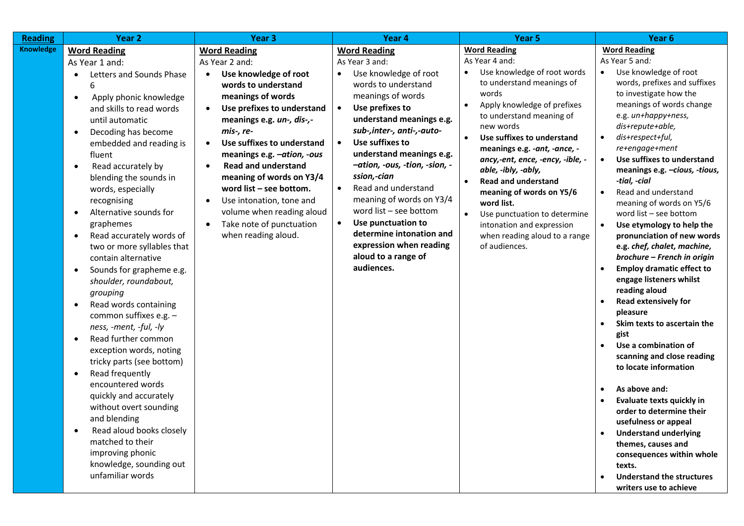| **Reading** | **Year 2** | **Year 3** | **Year 4** | **Year 5** | **Year 6** |
|---|---|---|---|---|---|
| **Knowledge** | **Word Reading**<br>As Year 1 and:<br>• Letters and Sounds Phase 6<br>• Apply phonic knowledge and skills to read words until automatic<br>• Decoding has become embedded and reading is fluent<br>• Read accurately by blending the sounds in words, especially recognising<br>• Alternative sounds for graphemes<br>• Read accurately words of two or more syllables that contain alternative<br>• Sounds for grapheme e.g. *shoulder, roundabout, grouping*<br>• Read words containing common suffixes e.g. –*ness, -ment, -ful, -ly*<br>• Read further common exception words, noting tricky parts (see bottom)<br>• Read frequently encountered words quickly and accurately without overt sounding and blending<br>• Read aloud books closely matched to their improving phonic knowledge, sounding out unfamiliar words | **Word Reading**<br>As Year 2 and:<br>• **Use knowledge of root words to understand meanings of words**<br>• **Use prefixes to understand meanings e.g. *un-, dis-,-mis-, re-***<br>• **Use suffixes to understand meanings e.g. *–ation, -ous***<br>• **Read and understand meaning of words on Y3/4 word list – see bottom.**<br>• Use intonation, tone and volume when reading aloud<br>• Take note of punctuation when reading aloud. | **Word Reading**<br>As Year 3 and:<br>• Use knowledge of root words to understand meanings of words<br>• **Use prefixes to understand meanings e.g. *sub-,inter-, anti-,-auto-***<br>• **Use suffixes to understand meanings e.g. *–ation, -ous, -tion, -sion, -ssion,-cian***<br>• Read and understand meaning of words on Y3/4 word list – see bottom<br>• **Use punctuation to determine intonation and expression when reading aloud to a range of audiences.** | **Word Reading**<br>As Year 4 and:<br>• Use knowledge of root words to understand meanings of words<br>• Apply knowledge of prefixes to understand meaning of new words<br>• **Use suffixes to understand meanings e.g. *-ant, -ance, -ancy,-ent, ence, -ency, -ible, -able, -ibly, -ably,***<br>• **Read and understand meaning of words on Y5/6 word list.**<br>• Use punctuation to determine intonation and expression when reading aloud to a range of audiences. | **Word Reading**<br>As Year 5 and*:*<br>• Use knowledge of root words, prefixes and suffixes to investigate how the meanings of words change e.g. *un+happy+ness, dis+repute+able,*<br>• *dis+respect+ful, re+engage+ment*<br>• **Use suffixes to understand meanings e.g. *–cious, -tious, -tial, -cial***<br>• Read and understand meaning of words on Y5/6 word list – see bottom<br>• **Use etymology to help the pronunciation of new words e.g. *chef, chalet, machine, brochure – French in origin***<br>• **Employ dramatic effect to engage listeners whilst reading aloud**<br>• **Read extensively for pleasure**<br>• **Skim texts to ascertain the gist**<br>• **Use a combination of scanning and close reading to locate information**<br><br>• **As above and:**<br>• **Evaluate texts quickly in order to determine their usefulness or appeal**<br>• **Understand underlying themes, causes and consequences within whole texts.**<br>• **Understand the structures writers use to achieve** |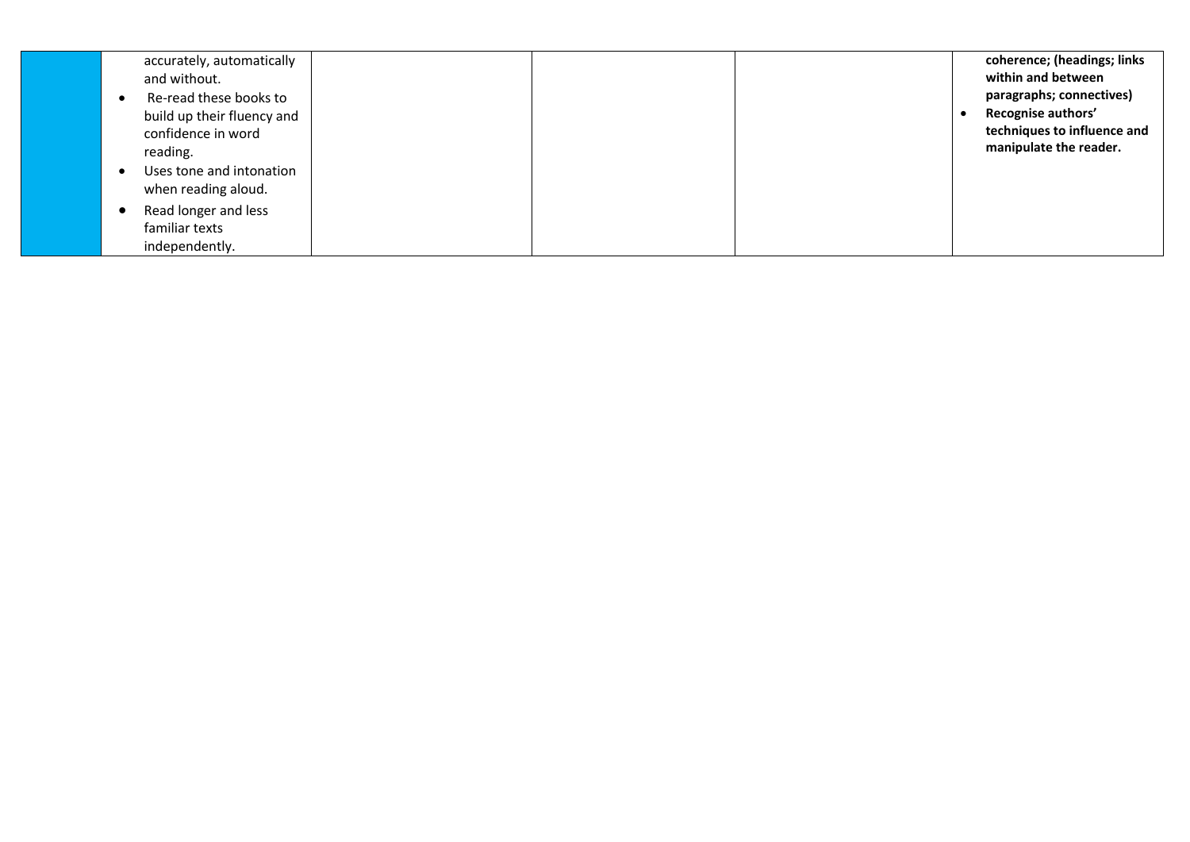|  |  |  |  |  |  |
|---|---|---|---|---|---|
|  | accurately, automatically and without.<br>• Re-read these books to build up their fluency and confidence in word reading.<br>• Uses tone and intonation when reading aloud.<br>• Read longer and less familiar texts independently. |  |  |  | **coherence; (headings; links within and between paragraphs; connectives)**<br>• **Recognise authors' techniques to influence and manipulate the reader.** |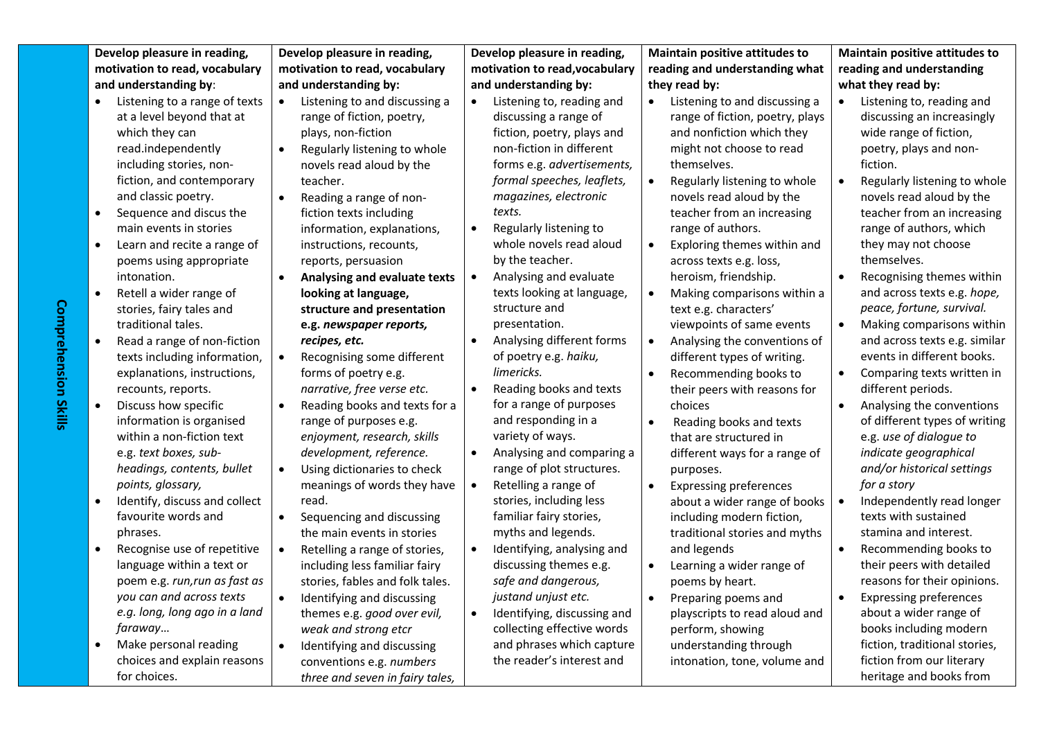| | | | | | |
|---|---|---|---|---|---|
| **Comprehension Skills** | **Develop pleasure in reading, motivation to read, vocabulary and understanding by**:<br>• Listening to a range of texts at a level beyond that at which they can read.independently including stories, non-fiction, and contemporary and classic poetry.<br>• Sequence and discus the main events in stories<br>• Learn and recite a range of poems using appropriate intonation.<br>• Retell a wider range of stories, fairy tales and traditional tales.<br>• Read a range of non-fiction texts including information, explanations, instructions, recounts, reports.<br>• Discuss how specific information is organised within a non-fiction text e.g. *text boxes, sub-headings, contents, bullet points, glossary,*<br>• Identify, discuss and collect favourite words and phrases.<br>• Recognise use of repetitive language within a text or poem e.g. *run,run as fast as you can and across texts e.g. long, long ago in a land faraway…*<br>• Make personal reading choices and explain reasons for choices. | **Develop pleasure in reading, motivation to read, vocabulary and understanding by:**<br>• Listening to and discussing a range of fiction, poetry, plays, non-fiction<br>• Regularly listening to whole novels read aloud by the teacher.<br>• Reading a range of non-fiction texts including information, explanations, instructions, recounts, reports, persuasion<br>• **Analysing and evaluate texts looking at language, structure and presentation e.g. *newspaper reports, recipes, etc.***<br>• Recognising some different forms of poetry e.g. *narrative, free verse etc.*<br>• Reading books and texts for a range of purposes e.g. *enjoyment, research, skills development, reference.*<br>• Using dictionaries to check meanings of words they have read.<br>• Sequencing and discussing the main events in stories<br>• Retelling a range of stories, including less familiar fairy stories, fables and folk tales.<br>• Identifying and discussing themes e.g. *good over evil, weak and strong etcr*<br>• Identifying and discussing conventions e.g. *numbers three and seven in fairy tales,* | **Develop pleasure in reading, motivation to read,vocabulary and understanding by:**<br>• Listening to, reading and discussing a range of fiction, poetry, plays and non-fiction in different forms e.g. *advertisements, formal speeches, leaflets, magazines, electronic texts.*<br>• Regularly listening to whole novels read aloud by the teacher.<br>• Analysing and evaluate texts looking at language, structure and presentation.<br>• Analysing different forms of poetry e.g. *haiku, limericks.*<br>• Reading books and texts for a range of purposes and responding in a variety of ways.<br>• Analysing and comparing a range of plot structures.<br>• Retelling a range of stories, including less familiar fairy stories, myths and legends.<br>• Identifying, analysing and discussing themes e.g. *safe and dangerous, justand unjust etc.*<br>• Identifying, discussing and collecting effective words and phrases which capture the reader's interest and | **Maintain positive attitudes to reading and understanding what they read by:**<br>• Listening to and discussing a range of fiction, poetry, plays and nonfiction which they might not choose to read themselves.<br>• Regularly listening to whole novels read aloud by the teacher from an increasing range of authors.<br>• Exploring themes within and across texts e.g. loss, heroism, friendship.<br>• Making comparisons within a text e.g. characters' viewpoints of same events<br>• Analysing the conventions of different types of writing.<br>• Recommending books to their peers with reasons for choices<br>• Reading books and texts that are structured in different ways for a range of purposes.<br>• Expressing preferences about a wider range of books including modern fiction, traditional stories and myths and legends<br>• Learning a wider range of poems by heart.<br>• Preparing poems and playscripts to read aloud and perform, showing understanding through intonation, tone, volume and | **Maintain positive attitudes to reading and understanding what they read by:**<br>• Listening to, reading and discussing an increasingly wide range of fiction, poetry, plays and non-fiction.<br>• Regularly listening to whole novels read aloud by the teacher from an increasing range of authors, which they may not choose themselves.<br>• Recognising themes within and across texts e.g. *hope, peace, fortune, survival.*<br>• Making comparisons within and across texts e.g. similar events in different books.<br>• Comparing texts written in different periods.<br>• Analysing the conventions of different types of writing e.g. *use of dialogue to indicate geographical and/or historical settings for a story*<br>• Independently read longer texts with sustained stamina and interest.<br>• Recommending books to their peers with detailed reasons for their opinions.<br>• Expressing preferences about a wider range of books including modern fiction, traditional stories, fiction from our literary heritage and books from |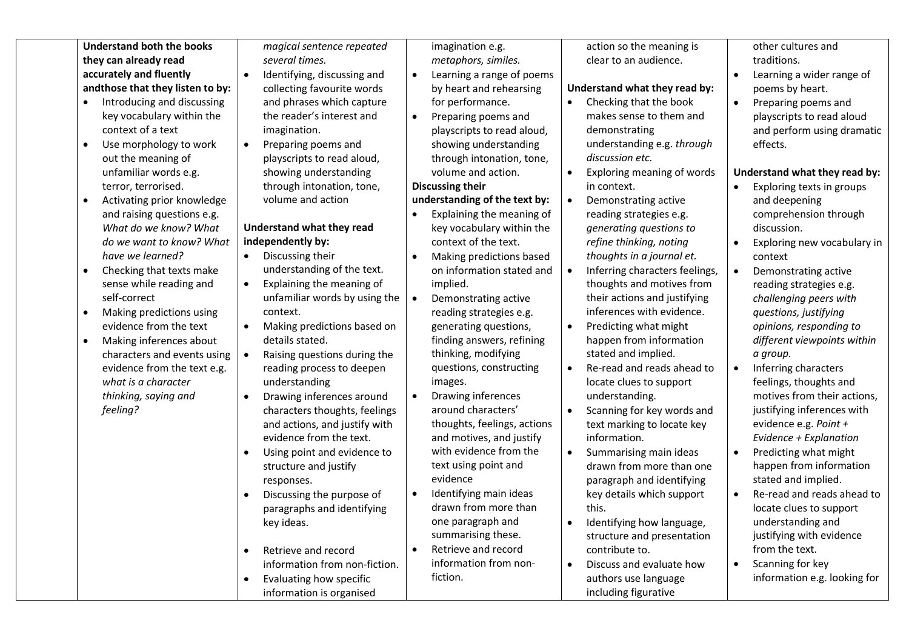| | | | | | |
|---|---|---|---|---|---|
| | **Understand both the books they can already read accurately and fluently andthose that they listen to by:**<br>• Introducing and discussing key vocabulary within the context of a text<br>• Use morphology to work out the meaning of unfamiliar words e.g. terror, terrorised.<br>• Activating prior knowledge and raising questions e.g. *What do we know? What do we want to know? What have we learned?*<br>• Checking that texts make sense while reading and self-correct<br>• Making predictions using evidence from the text<br>• Making inferences about characters and events using evidence from the text e.g. *what is a character thinking, saying and feeling?* | *magical sentence repeated several times.*<br>• Identifying, discussing and collecting favourite words and phrases which capture the reader's interest and imagination.<br>• Preparing poems and playscripts to read aloud, showing understanding through intonation, tone, volume and action<br><br>**Understand what they read independently by:**<br>• Discussing their understanding of the text.<br>• Explaining the meaning of unfamiliar words by using the context.<br>• Making predictions based on details stated.<br>• Raising questions during the reading process to deepen understanding<br>• Drawing inferences around characters thoughts, feelings and actions, and justify with evidence from the text.<br>• Using point and evidence to structure and justify responses.<br>• Discussing the purpose of paragraphs and identifying key ideas.<br><br>• Retrieve and record information from non-fiction.<br>• Evaluating how specific information is organised | imagination e.g. *metaphors, similes.*<br>• Learning a range of poems by heart and rehearsing for performance.<br>• Preparing poems and playscripts to read aloud, showing understanding through intonation, tone, volume and action.<br>**Discussing their understanding of the text by:**<br>• Explaining the meaning of key vocabulary within the context of the text.<br>• Making predictions based on information stated and implied.<br>• Demonstrating active reading strategies e.g. generating questions, finding answers, refining thinking, modifying questions, constructing images.<br>• Drawing inferences around characters' thoughts, feelings, actions and motives, and justify with evidence from the text using point and evidence<br>• Identifying main ideas drawn from more than one paragraph and summarising these.<br>• Retrieve and record information from non-fiction. | action so the meaning is clear to an audience.<br><br>**Understand what they read by:**<br>• Checking that the book makes sense to them and demonstrating understanding e.g. *through discussion etc.*<br>• Exploring meaning of words in context.<br>• Demonstrating active reading strategies e.g. *generating questions to refine thinking, noting thoughts in a journal et.*<br>• Inferring characters feelings, thoughts and motives from their actions and justifying inferences with evidence.<br>• Predicting what might happen from information stated and implied.<br>• Re-read and reads ahead to locate clues to support understanding.<br>• Scanning for key words and text marking to locate key information.<br>• Summarising main ideas drawn from more than one paragraph and identifying key details which support this.<br>• Identifying how language, structure and presentation contribute to.<br>• Discuss and evaluate how authors use language including figurative | other cultures and traditions.<br>• Learning a wider range of poems by heart.<br>• Preparing poems and playscripts to read aloud and perform using dramatic effects.<br><br>**Understand what they read by:**<br>• Exploring texts in groups and deepening comprehension through discussion.<br>• Exploring new vocabulary in context<br>• Demonstrating active reading strategies e.g. *challenging peers with questions, justifying opinions, responding to different viewpoints within a group.*<br>• Inferring characters feelings, thoughts and motives from their actions, justifying inferences with evidence e.g. *Point + Evidence + Explanation*<br>• Predicting what might happen from information stated and implied.<br>• Re-read and reads ahead to locate clues to support understanding and justifying with evidence from the text.<br>• Scanning for key information e.g. looking for |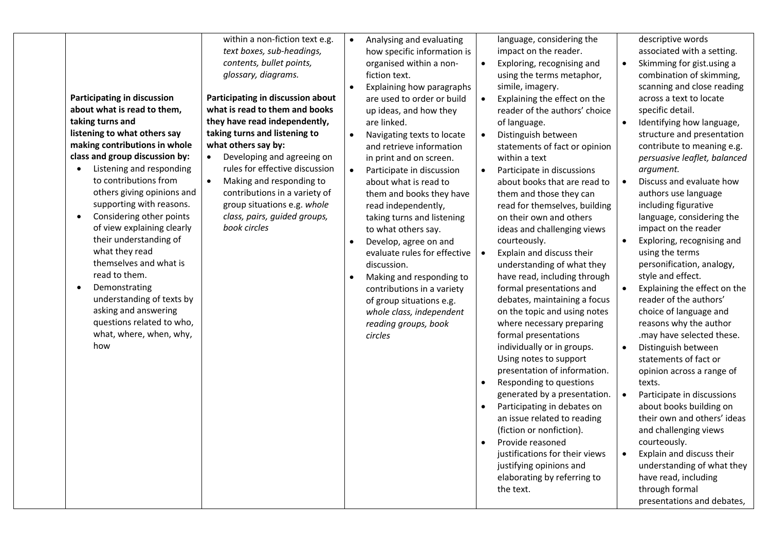| | | | | | |
|---|---|---|---|---|---|
| | **Participating in discussion about what is read to them, taking turns and listening to what others say making contributions in whole class and group discussion by:**<br>• Listening and responding to contributions from others giving opinions and supporting with reasons.<br>• Considering other points of view explaining clearly their understanding of what they read themselves and what is read to them.<br>• Demonstrating understanding of texts by asking and answering questions related to who, what, where, when, why, how | within a non-fiction text e.g. *text boxes, sub-headings, contents, bullet points, glossary, diagrams.*<br><br>**Participating in discussion about what is read to them and books they have read independently, taking turns and listening to what others say by:**<br>• Developing and agreeing on rules for effective discussion<br>• Making and responding to contributions in a variety of group situations e.g. *whole class, pairs, guided groups, book circles* | • Analysing and evaluating how specific information is organised within a non-fiction text.<br>• Explaining how paragraphs are used to order or build up ideas, and how they are linked.<br>• Navigating texts to locate and retrieve information in print and on screen.<br>• Participate in discussion about what is read to them and books they have read independently, taking turns and listening to what others say.<br>• Develop, agree on and evaluate rules for effective discussion.<br>• Making and responding to contributions in a variety of group situations e.g. *whole class, independent reading groups, book circles* | language, considering the impact on the reader.<br>• Exploring, recognising and using the terms metaphor, simile, imagery.<br>• Explaining the effect on the reader of the authors' choice of language.<br>• Distinguish between statements of fact or opinion within a text<br>• Participate in discussions about books that are read to them and those they can read for themselves, building on their own and others ideas and challenging views courteously.<br>• Explain and discuss their understanding of what they have read, including through formal presentations and debates, maintaining a focus on the topic and using notes where necessary preparing formal presentations individually or in groups. Using notes to support presentation of information.<br>• Responding to questions generated by a presentation.<br>• Participating in debates on an issue related to reading (fiction or nonfiction).<br>• Provide reasoned justifications for their views justifying opinions and elaborating by referring to the text. | descriptive words associated with a setting.<br>• Skimming for gist.using a combination of skimming, scanning and close reading across a text to locate specific detail.<br>• Identifying how language, structure and presentation contribute to meaning e.g. *persuasive leaflet, balanced argument.*<br>• Discuss and evaluate how authors use language including figurative language, considering the impact on the reader<br>• Exploring, recognising and using the terms personification, analogy, style and effect.<br>• Explaining the effect on the reader of the authors' choice of language and reasons why the author .may have selected these.<br>• Distinguish between statements of fact or opinion across a range of texts.<br>• Participate in discussions about books building on their own and others' ideas and challenging views courteously.<br>• Explain and discuss their understanding of what they have read, including through formal presentations and debates, |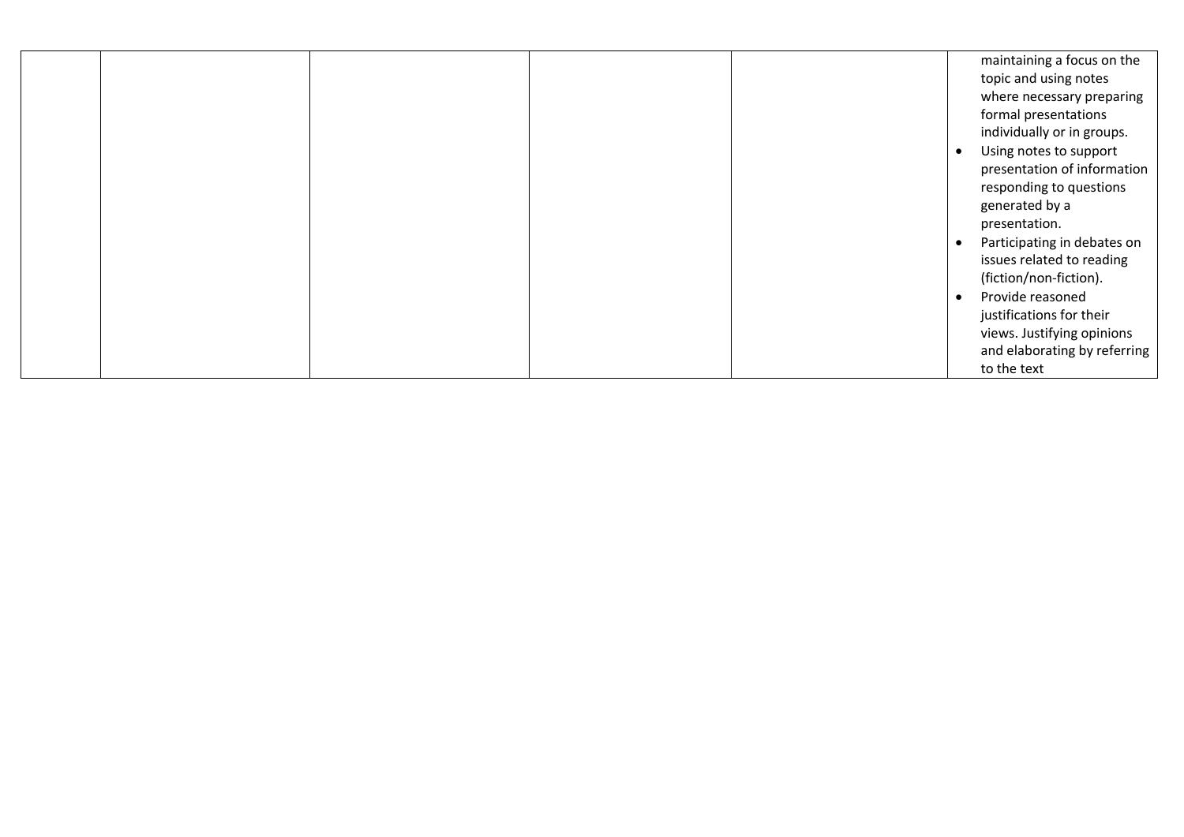| | | | | | |
|---|---|---|---|---|---|
| | | | | | maintaining a focus on the topic and using notes where necessary preparing formal presentations individually or in groups.<br>• Using notes to support presentation of information responding to questions generated by a presentation.<br>• Participating in debates on issues related to reading (fiction/non-fiction).<br>• Provide reasoned justifications for their views. Justifying opinions and elaborating by referring to the text |